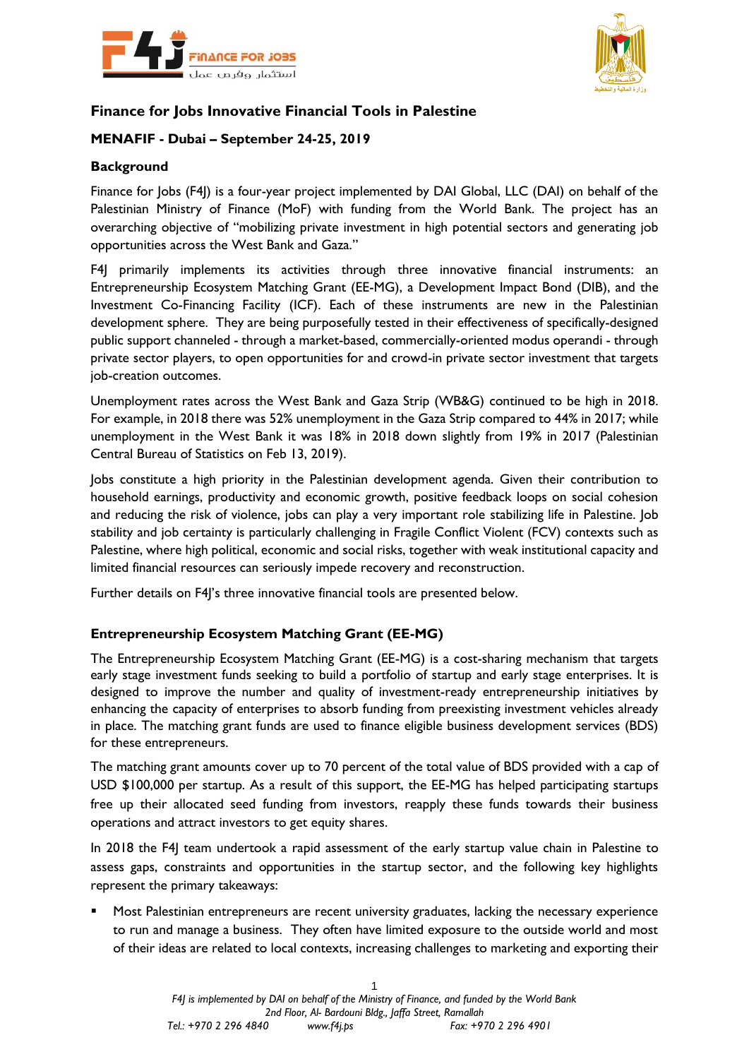## Finance for Jobs Innovative Financial Tools in Palestine

### MENAFIF - Dubai – September 24-25, 2019

### Background

Finance for Jobs (F4J) is a four-year project implemented by DAI Global, LLC (DAI) on behalf of the Palestinian Ministry of Finance (MoF) with funding from the World Bank. The project has an overarching objective of "mobilizing private investment in high potential sectors and generating job opportunities across the West Bank and Gaza."

F4J primarily implements its activities through three innovative financial instruments: an Entrepreneurship Ecosystem Matching Grant (EE-MG), a Development Impact Bond (DIB), and the Investment Co-Financing Facility (ICF). Each of these instruments are new in the Palestinian development sphere. They are being purposefully tested in their effectiveness of specifically-designed public support channeled - through a market-based, commercially-oriented modus operandi - through private sector players, to open opportunities for and crowd-in private sector investment that targets job-creation outcomes.

Unemployment rates across the West Bank and Gaza Strip (WB&G) continued to be high in 2018. For example, in 2018 there was 52% unemployment in the Gaza Strip compared to 44% in 2017; while unemployment in the West Bank it was 18% in 2018 down slightly from 19% in 2017 (Palestinian Central Bureau of Statistics on Feb 13, 2019).

Jobs constitute a high priority in the Palestinian development agenda. Given their contribution to household earnings, productivity and economic growth, positive feedback loops on social cohesion and reducing the risk of violence, jobs can play a very important role stabilizing life in Palestine. Job stability and job certainty is particularly challenging in Fragile Conflict Violent (FCV) contexts such as Palestine, where high political, economic and social risks, together with weak institutional capacity and limited financial resources can seriously impede recovery and reconstruction.

Further details on F4J's three innovative financial tools are presented below.

### Entrepreneurship Ecosystem Matching Grant (EE-MG)

The Entrepreneurship Ecosystem Matching Grant (EE-MG) is a cost-sharing mechanism that targets early stage investment funds seeking to build a portfolio of startup and early stage enterprises. It is designed to improve the number and quality of investment-ready entrepreneurship initiatives by enhancing the capacity of enterprises to absorb funding from preexisting investment vehicles already in place. The matching grant funds are used to finance eligible business development services (BDS) for these entrepreneurs.

The matching grant amounts cover up to 70 percent of the total value of BDS provided with a cap of USD $100,000 per startup. As a result of this support, the EE-MG has helped participating startups free up their allocated seed funding from investors, reapply these funds towards their business operations and attract investors to get equity shares.

In 2018 the F4J team undertook a rapid assessment of the early startup value chain in Palestine to assess gaps, constraints and opportunities in the startup sector, and the following key highlights represent the primary takeaways:

- Most Palestinian entrepreneurs are recent university graduates, lacking the necessary experience to run and manage a business. They often have limited exposure to the outside world and most of their ideas are related to local contexts, increasing challenges to marketing and exporting their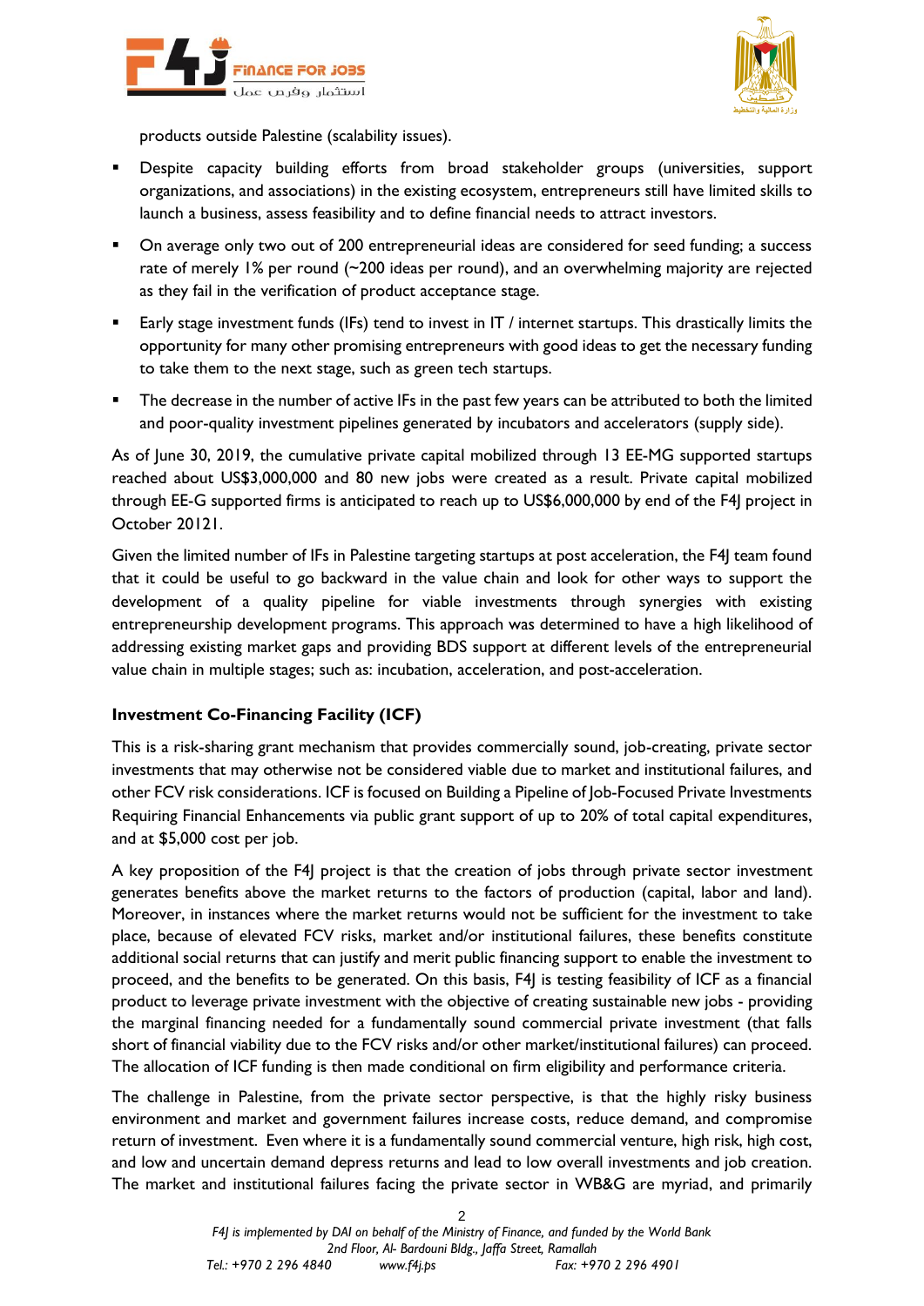products outside Palestine (scalability issues).

- Despite capacity building efforts from broad stakeholder groups (universities, support organizations, and associations) in the existing ecosystem, entrepreneurs still have limited skills to launch a business, assess feasibility and to define financial needs to attract investors.
- On average only two out of 200 entrepreneurial ideas are considered for seed funding; a success rate of merely 1% per round (~200 ideas per round), and an overwhelming majority are rejected as they fail in the verification of product acceptance stage.
- Early stage investment funds (IFs) tend to invest in IT / internet startups. This drastically limits the opportunity for many other promising entrepreneurs with good ideas to get the necessary funding to take them to the next stage, such as green tech startups.
- The decrease in the number of active IFs in the past few years can be attributed to both the limited and poor-quality investment pipelines generated by incubators and accelerators (supply side).

As of June 30, 2019, the cumulative private capital mobilized through 13 EE-MG supported startups reached about US$3,000,000 and 80 new jobs were created as a result. Private capital mobilized through EE-G supported firms is anticipated to reach up to US$6,000,000 by end of the F4J project in October 20121.

Given the limited number of IFs in Palestine targeting startups at post acceleration, the F4J team found that it could be useful to go backward in the value chain and look for other ways to support the development of a quality pipeline for viable investments through synergies with existing entrepreneurship development programs. This approach was determined to have a high likelihood of addressing existing market gaps and providing BDS support at different levels of the entrepreneurial value chain in multiple stages; such as: incubation, acceleration, and post-acceleration.

### Investment Co-Financing Facility (ICF)

This is a risk-sharing grant mechanism that provides commercially sound, job-creating, private sector investments that may otherwise not be considered viable due to market and institutional failures, and other FCV risk considerations. ICF is focused on Building a Pipeline of Job-Focused Private Investments Requiring Financial Enhancements via public grant support of up to 20% of total capital expenditures, and at $5,000 cost per job.

A key proposition of the F4J project is that the creation of jobs through private sector investment generates benefits above the market returns to the factors of production (capital, labor and land). Moreover, in instances where the market returns would not be sufficient for the investment to take place, because of elevated FCV risks, market and/or institutional failures, these benefits constitute additional social returns that can justify and merit public financing support to enable the investment to proceed, and the benefits to be generated. On this basis, F4J is testing feasibility of ICF as a financial product to leverage private investment with the objective of creating sustainable new jobs - providing the marginal financing needed for a fundamentally sound commercial private investment (that falls short of financial viability due to the FCV risks and/or other market/institutional failures) can proceed. The allocation of ICF funding is then made conditional on firm eligibility and performance criteria.

The challenge in Palestine, from the private sector perspective, is that the highly risky business environment and market and government failures increase costs, reduce demand, and compromise return of investment. Even where it is a fundamentally sound commercial venture, high risk, high cost, and low and uncertain demand depress returns and lead to low overall investments and job creation. The market and institutional failures facing the private sector in WB&G are myriad, and primarily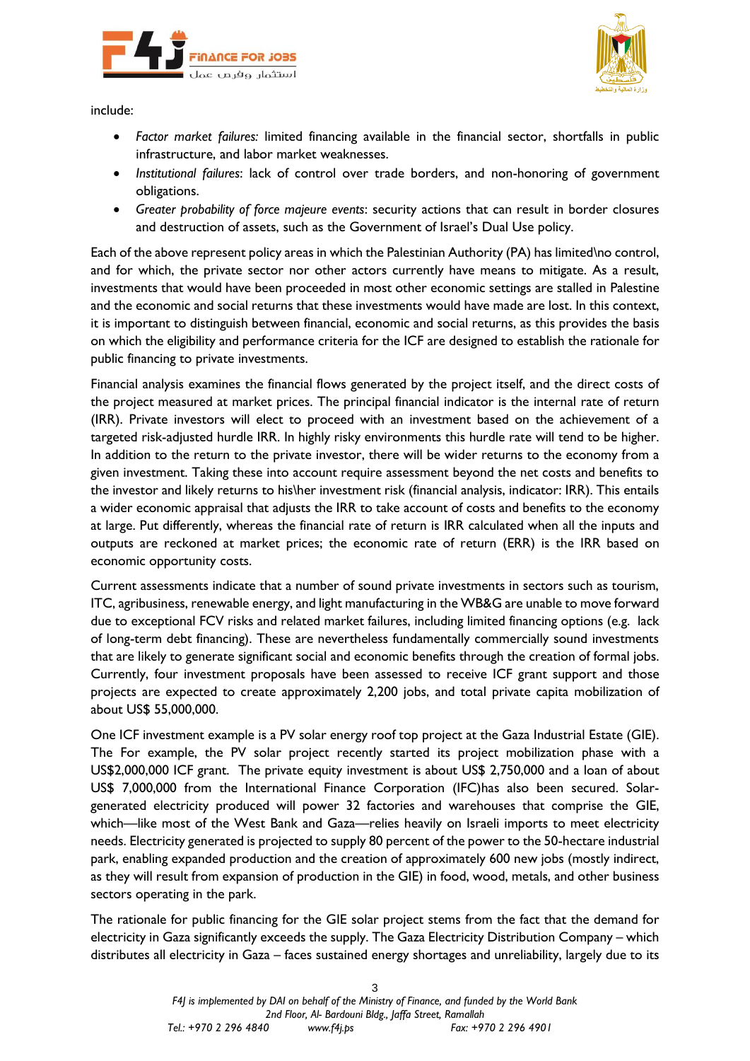include:

- *Factor market failures:* limited financing available in the financial sector, shortfalls in public infrastructure, and labor market weaknesses.
- *Institutional failures*: lack of control over trade borders, and non-honoring of government obligations.
- *Greater probability of force majeure events*: security actions that can result in border closures and destruction of assets, such as the Government of Israel's Dual Use policy.

Each of the above represent policy areas in which the Palestinian Authority (PA) has limited\no control, and for which, the private sector nor other actors currently have means to mitigate. As a result, investments that would have been proceeded in most other economic settings are stalled in Palestine and the economic and social returns that these investments would have made are lost. In this context, it is important to distinguish between financial, economic and social returns, as this provides the basis on which the eligibility and performance criteria for the ICF are designed to establish the rationale for public financing to private investments.

Financial analysis examines the financial flows generated by the project itself, and the direct costs of the project measured at market prices. The principal financial indicator is the internal rate of return (IRR). Private investors will elect to proceed with an investment based on the achievement of a targeted risk-adjusted hurdle IRR. In highly risky environments this hurdle rate will tend to be higher. In addition to the return to the private investor, there will be wider returns to the economy from a given investment. Taking these into account require assessment beyond the net costs and benefits to the investor and likely returns to his\her investment risk (financial analysis, indicator: IRR). This entails a wider economic appraisal that adjusts the IRR to take account of costs and benefits to the economy at large. Put differently, whereas the financial rate of return is IRR calculated when all the inputs and outputs are reckoned at market prices; the economic rate of return (ERR) is the IRR based on economic opportunity costs.

Current assessments indicate that a number of sound private investments in sectors such as tourism, ITC, agribusiness, renewable energy, and light manufacturing in the WB&G are unable to move forward due to exceptional FCV risks and related market failures, including limited financing options (e.g. lack of long-term debt financing). These are nevertheless fundamentally commercially sound investments that are likely to generate significant social and economic benefits through the creation of formal jobs. Currently, four investment proposals have been assessed to receive ICF grant support and those projects are expected to create approximately 2,200 jobs, and total private capita mobilization of about US$ 55,000,000.

One ICF investment example is a PV solar energy roof top project at the Gaza Industrial Estate (GIE). The For example, the PV solar project recently started its project mobilization phase with a US$2,000,000 ICF grant. The private equity investment is about US$ 2,750,000 and a loan of about US$ 7,000,000 from the International Finance Corporation (IFC)has also been secured. Solar-generated electricity produced will power 32 factories and warehouses that comprise the GIE, which—like most of the West Bank and Gaza—relies heavily on Israeli imports to meet electricity needs. Electricity generated is projected to supply 80 percent of the power to the 50-hectare industrial park, enabling expanded production and the creation of approximately 600 new jobs (mostly indirect, as they will result from expansion of production in the GIE) in food, wood, metals, and other business sectors operating in the park.

The rationale for public financing for the GIE solar project stems from the fact that the demand for electricity in Gaza significantly exceeds the supply. The Gaza Electricity Distribution Company – which distributes all electricity in Gaza – faces sustained energy shortages and unreliability, largely due to its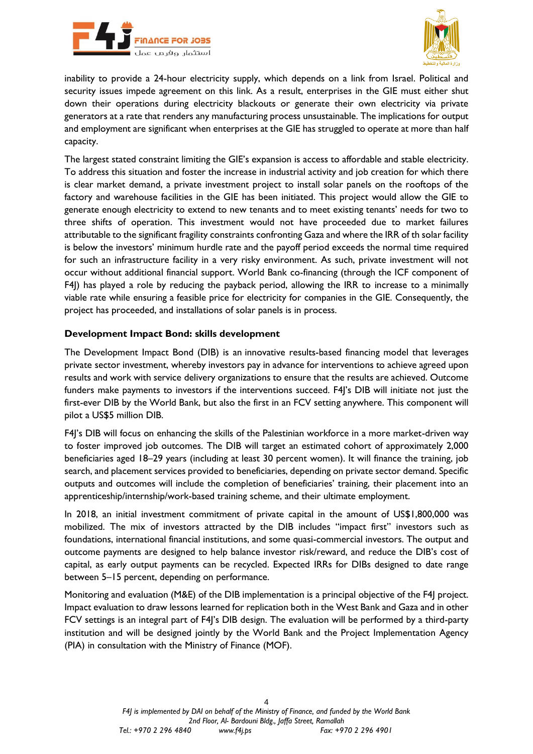inability to provide a 24-hour electricity supply, which depends on a link from Israel. Political and security issues impede agreement on this link. As a result, enterprises in the GIE must either shut down their operations during electricity blackouts or generate their own electricity via private generators at a rate that renders any manufacturing process unsustainable. The implications for output and employment are significant when enterprises at the GIE has struggled to operate at more than half capacity.

The largest stated constraint limiting the GIE's expansion is access to affordable and stable electricity. To address this situation and foster the increase in industrial activity and job creation for which there is clear market demand, a private investment project to install solar panels on the rooftops of the factory and warehouse facilities in the GIE has been initiated. This project would allow the GIE to generate enough electricity to extend to new tenants and to meet existing tenants' needs for two to three shifts of operation. This investment would not have proceeded due to market failures attributable to the significant fragility constraints confronting Gaza and where the IRR of th solar facility is below the investors' minimum hurdle rate and the payoff period exceeds the normal time required for such an infrastructure facility in a very risky environment. As such, private investment will not occur without additional financial support. World Bank co-financing (through the ICF component of F4J) has played a role by reducing the payback period, allowing the IRR to increase to a minimally viable rate while ensuring a feasible price for electricity for companies in the GIE. Consequently, the project has proceeded, and installations of solar panels is in process.

### Development Impact Bond: skills development

The Development Impact Bond (DIB) is an innovative results-based financing model that leverages private sector investment, whereby investors pay in advance for interventions to achieve agreed upon results and work with service delivery organizations to ensure that the results are achieved. Outcome funders make payments to investors if the interventions succeed. F4J's DIB will initiate not just the first-ever DIB by the World Bank, but also the first in an FCV setting anywhere. This component will pilot a US$5 million DIB.

F4J's DIB will focus on enhancing the skills of the Palestinian workforce in a more market-driven way to foster improved job outcomes. The DIB will target an estimated cohort of approximately 2,000 beneficiaries aged 18–29 years (including at least 30 percent women). It will finance the training, job search, and placement services provided to beneficiaries, depending on private sector demand. Specific outputs and outcomes will include the completion of beneficiaries' training, their placement into an apprenticeship/internship/work-based training scheme, and their ultimate employment.

In 2018, an initial investment commitment of private capital in the amount of US$1,800,000 was mobilized. The mix of investors attracted by the DIB includes "impact first" investors such as foundations, international financial institutions, and some quasi-commercial investors. The output and outcome payments are designed to help balance investor risk/reward, and reduce the DIB's cost of capital, as early output payments can be recycled. Expected IRRs for DIBs designed to date range between 5–15 percent, depending on performance.

Monitoring and evaluation (M&E) of the DIB implementation is a principal objective of the F4J project. Impact evaluation to draw lessons learned for replication both in the West Bank and Gaza and in other FCV settings is an integral part of F4J's DIB design. The evaluation will be performed by a third-party institution and will be designed jointly by the World Bank and the Project Implementation Agency (PIA) in consultation with the Ministry of Finance (MOF).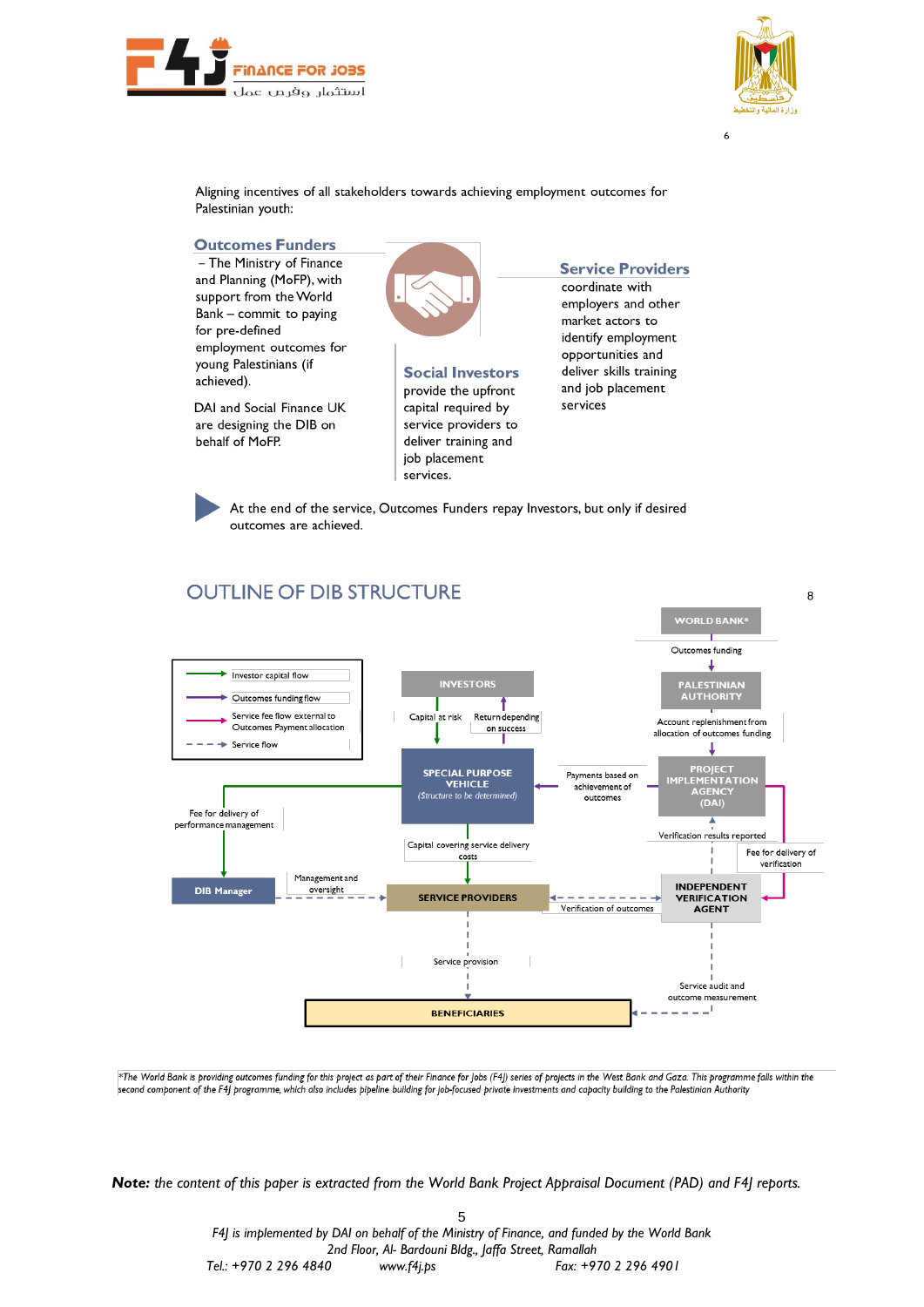Aligning incentives of all stakeholders towards achieving employment outcomes for Palestinian youth:

**Outcomes Funders** – The Ministry of Finance and Planning (MoFP), with support from the World Bank – commit to paying for pre-defined employment outcomes for young Palestinians (if achieved).

DAI and Social Finance UK are designing the DIB on behalf of MoFP.

**Social Investors** provide the upfront capital required by service providers to deliver training and job placement services.

**Service Providers** coordinate with employers and other market actors to identify employment opportunities and deliver skills training and job placement services

At the end of the service, Outcomes Funders repay Investors, but only if desired outcomes are achieved.

## OUTLINE OF DIB STRUCTURE

Investor capital flow

Outcomes funding flow

Service fee flow external to Outcomes Payment allocation

Service flow

WORLD BANK*

Outcomes funding

PALESTINIAN AUTHORITY

Account replenishment from allocation of outcomes funding

INVESTORS

Capital at risk

Return depending on success

SPECIAL PURPOSE VEHICLE

(Structure to be determined)

Payments based on achievement of outcomes

PROJECT IMPLEMENTATION AGENCY (DAI)

Verification results reported

Fee for delivery of verification

Fee for delivery of performance management

Capital covering service delivery costs

DIB Manager

Management and oversight

SERVICE PROVIDERS

Verification of outcomes

INDEPENDENT VERIFICATION AGENT

Service provision

Service audit and outcome measurement

BENEFICIARIES

*The World Bank is providing outcomes funding for this project as part of their Finance for Jobs (F4J) series of projects in the West Bank and Gaza. This programme falls within the second component of the F4J programme, which also includes pipeline building for job-focused private investments and capacity building to the Palestinian Authority

***Note:*** *the content of this paper is extracted from the World Bank Project Appraisal Document (PAD) and F4J reports.*